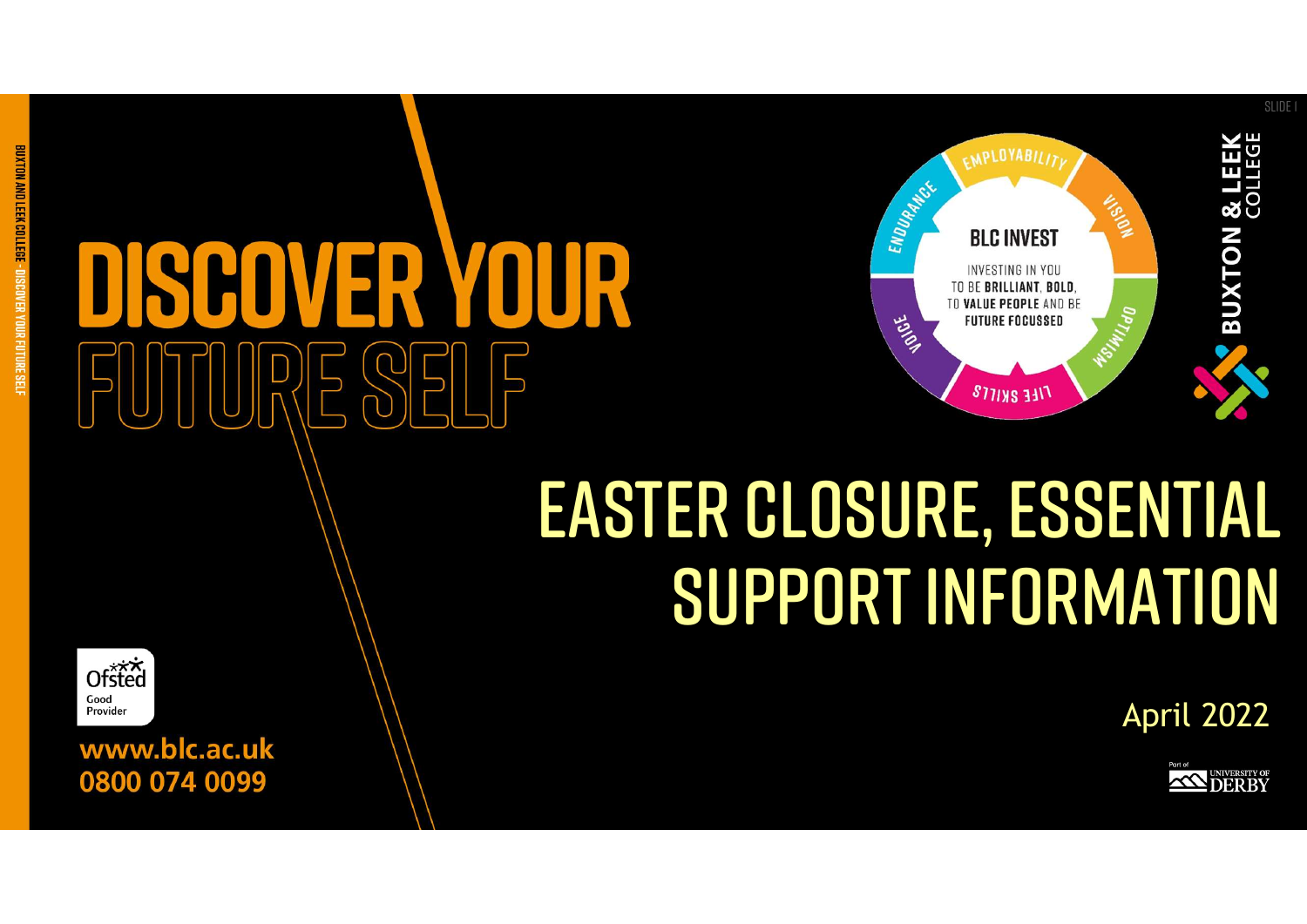# DISCOVER YOUR FUTURE SELF

## BLC INVEST

INVESTING IN YOU TO BE **BRILLIANT**, **BOLD**, TO **VALUE PEOPLE** AND BE **FUTURE FOCUSSED**

EMPLOYABILITY · VISION · OPTIMISM · LIFE SKILLS · VOICE · ENDURANCE

**BUXTON & LEEK COLLEGE**

# EASTER CLOSURE, ESSENTIAL SUPPORT INFORMATION

April 2022

Ofsted Good Provider

**www.blc.ac.uk**
**0800 074 0099**

Part of University of Derby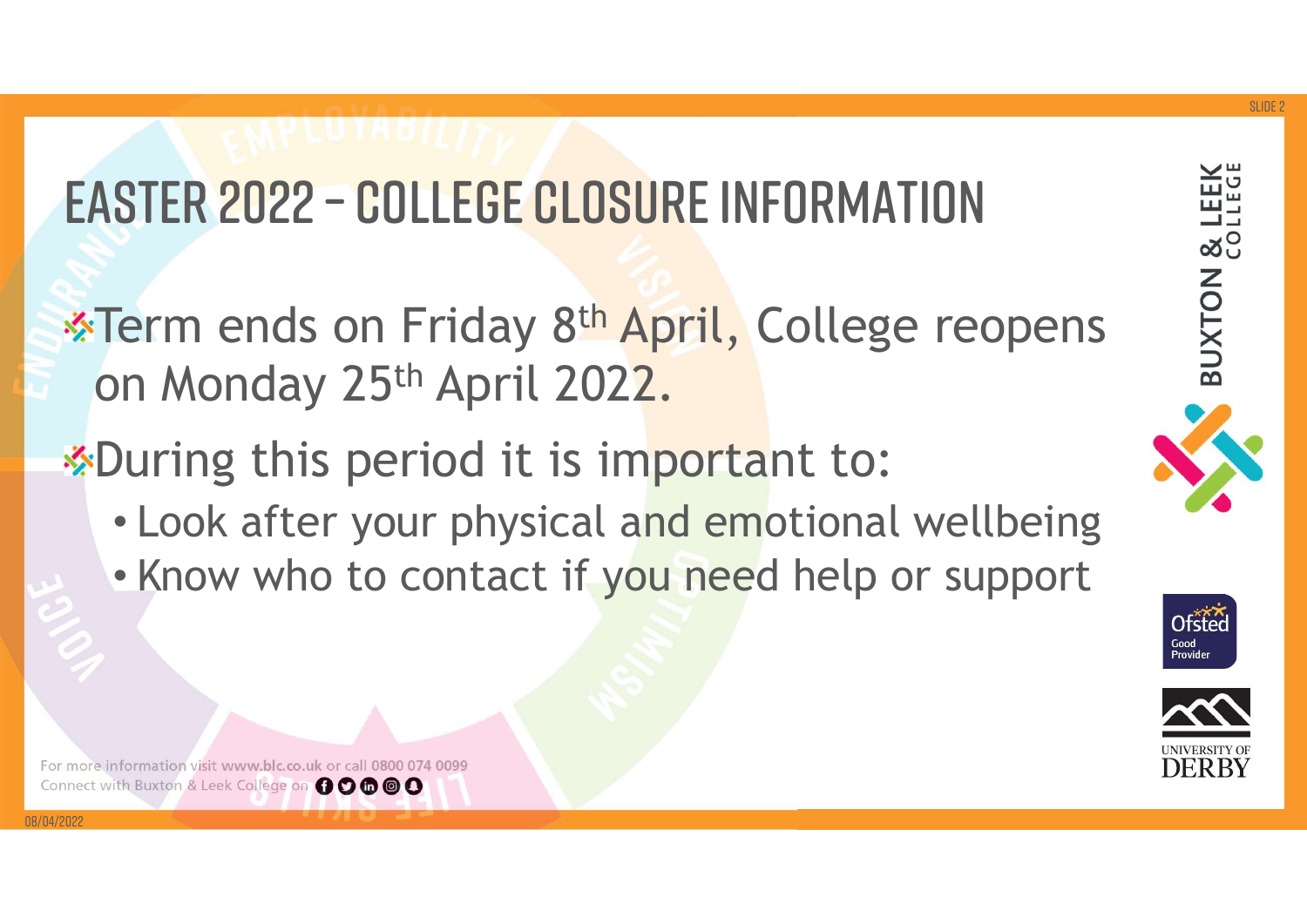# EASTER 2022 – COLLEGE CLOSURE INFORMATION

- Term ends on Friday 8th April, College reopens on Monday 25th April 2022.
- During this period it is important to:
  - Look after your physical and emotional wellbeing
  - Know who to contact if you need help or support

For more information visit www.blc.co.uk or call 0800 074 0099
Connect with Buxton & Leek College on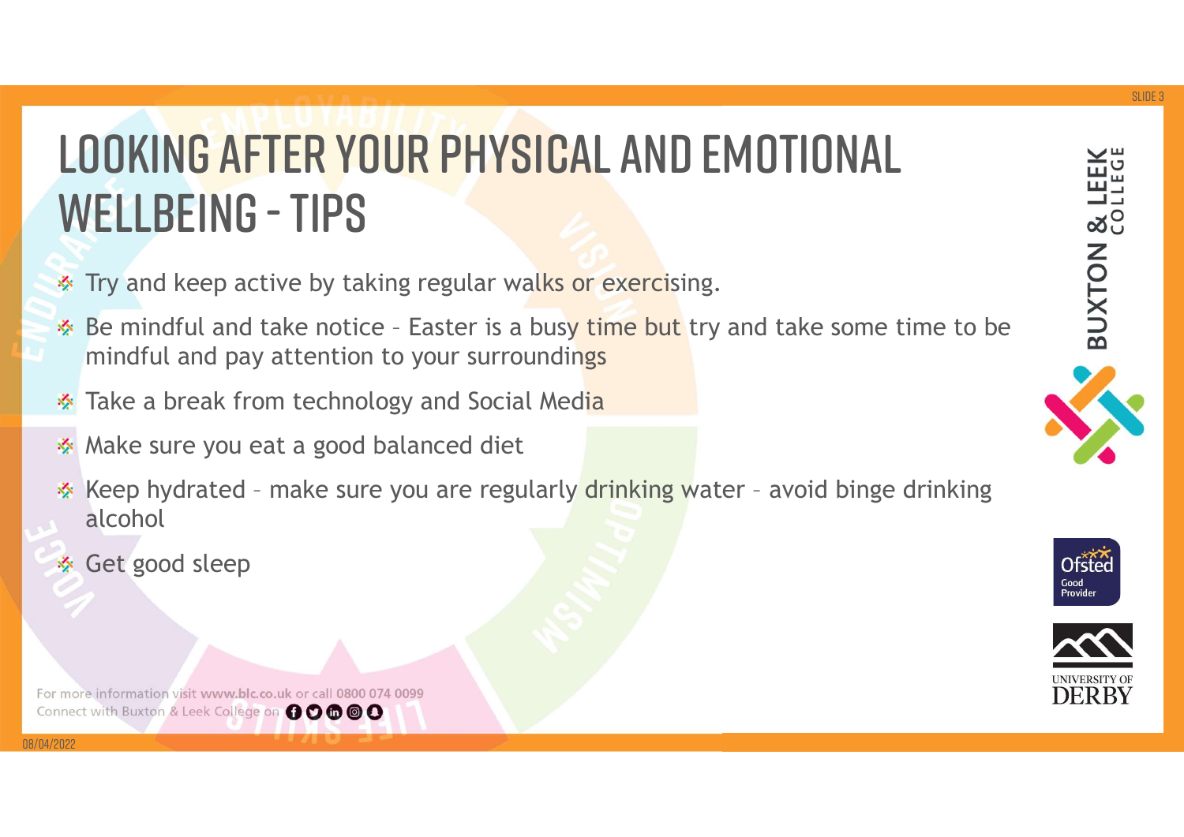# LOOKING AFTER YOUR PHYSICAL AND EMOTIONAL WELLBEING - TIPS

- Try and keep active by taking regular walks or exercising.
- Be mindful and take notice – Easter is a busy time but try and take some time to be mindful and pay attention to your surroundings
- Take a break from technology and Social Media
- Make sure you eat a good balanced diet
- Keep hydrated – make sure you are regularly drinking water – avoid binge drinking alcohol
- Get good sleep

For more information visit www.blc.co.uk or call 0800 074 0099
Connect with Buxton & Leek College on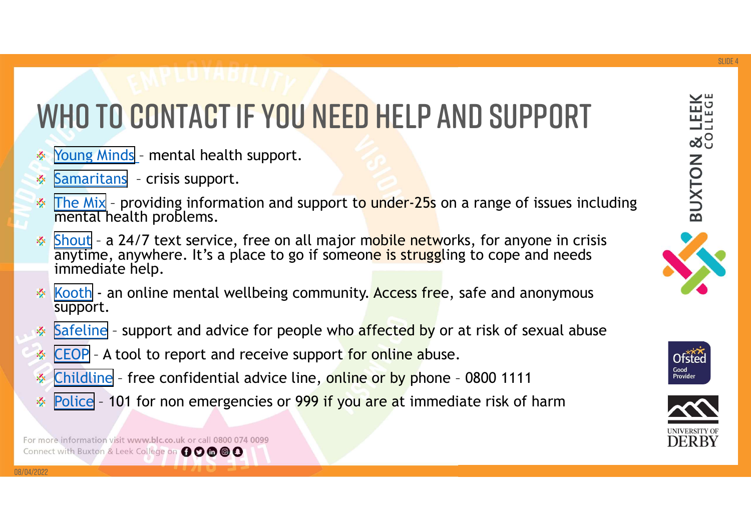# WHO TO CONTACT IF YOU NEED HELP AND SUPPORT

- Young Minds – mental health support.
- Samaritans – crisis support.
- The Mix – providing information and support to under-25s on a range of issues including mental health problems.
- Shout – a 24/7 text service, free on all major mobile networks, for anyone in crisis anytime, anywhere. It's a place to go if someone is struggling to cope and needs immediate help.
- Kooth - an online mental wellbeing community. Access free, safe and anonymous support.
- Safeline – support and advice for people who affected by or at risk of sexual abuse
- CEOP – A tool to report and receive support for online abuse.
- Childline – free confidential advice line, online or by phone – 0800 1111
- Police – 101 for non emergencies or 999 if you are at immediate risk of harm

For more information visit www.blc.co.uk or call 0800 074 0099
Connect with Buxton & Leek College on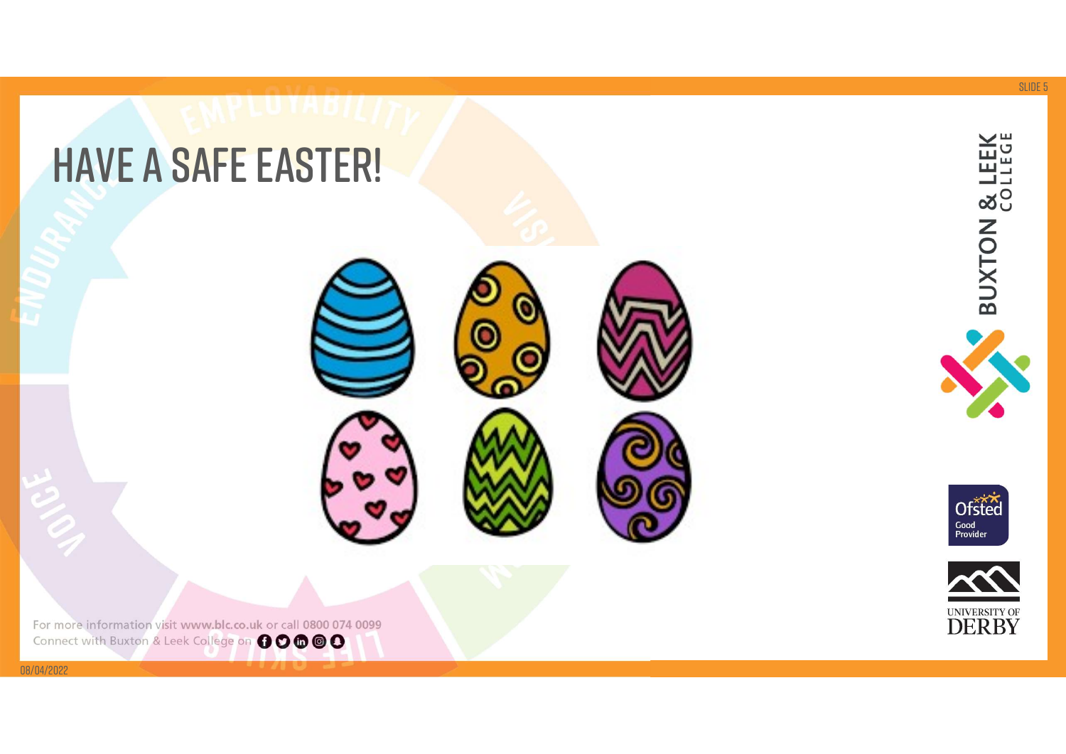# HAVE A SAFE EASTER!

For more information visit www.blc.co.uk or call 0800 074 0099

Connect with Buxton & Leek College on